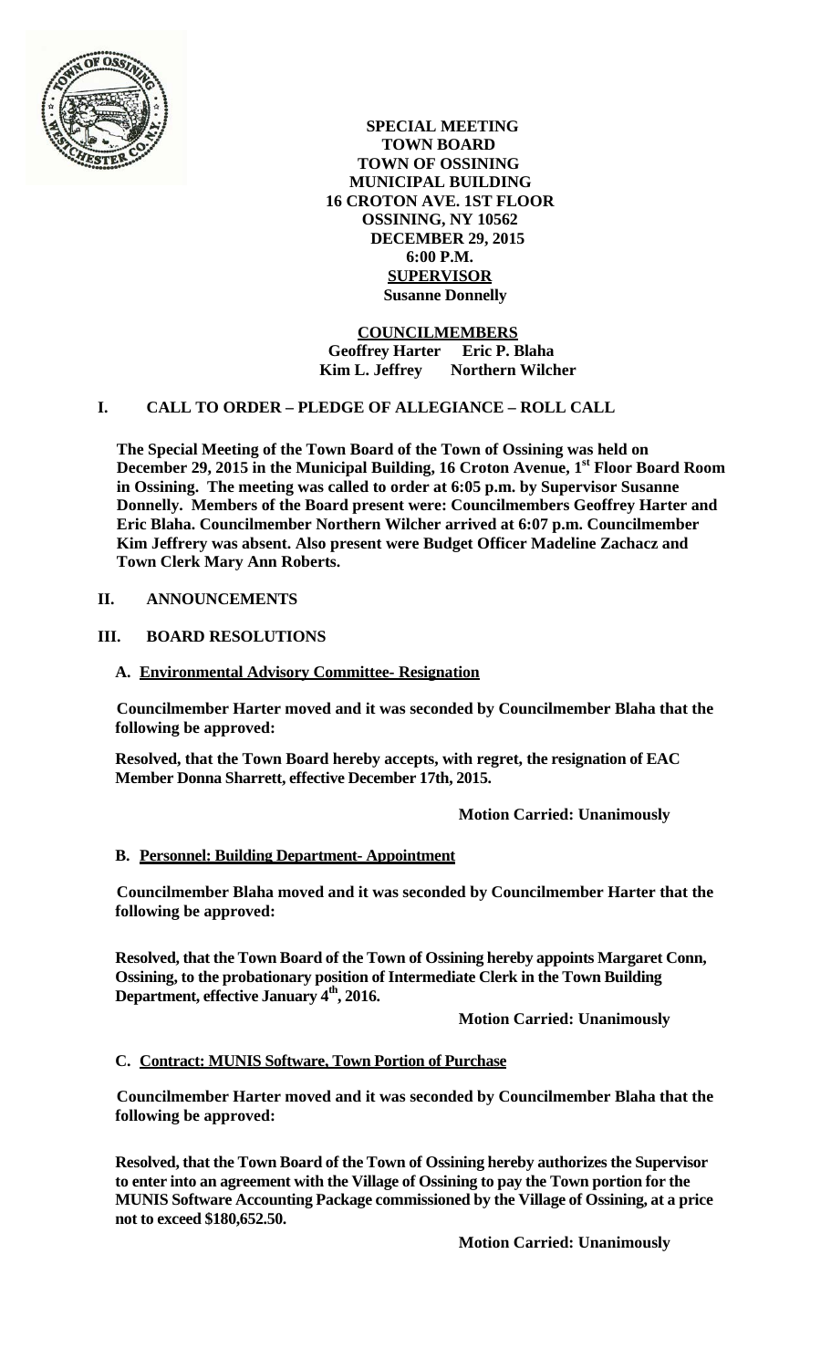**SPECIAL MEETING**
**TOWN BOARD**
**TOWN OF OSSINING**
**MUNICIPAL BUILDING**
**16 CROTON AVE. 1ST FLOOR**
**OSSINING, NY 10562**
**DECEMBER 29, 2015**
**6:00 P.M.**
**SUPERVISOR**
**Susanne Donnelly**

**COUNCILMEMBERS**
**Geoffrey Harter Eric P. Blaha**
**Kim L. Jeffrey Northern Wilcher**

## I. CALL TO ORDER – PLEDGE OF ALLEGIANCE – ROLL CALL

**The Special Meeting of the Town Board of the Town of Ossining was held on December 29, 2015 in the Municipal Building, 16 Croton Avenue, 1st Floor Board Room in Ossining. The meeting was called to order at 6:05 p.m. by Supervisor Susanne Donnelly. Members of the Board present were: Councilmembers Geoffrey Harter and Eric Blaha. Councilmember Northern Wilcher arrived at 6:07 p.m. Councilmember Kim Jeffrery was absent. Also present were Budget Officer Madeline Zachacz and Town Clerk Mary Ann Roberts.**

## II. ANNOUNCEMENTS

## III. BOARD RESOLUTIONS

### A. Environmental Advisory Committee- Resignation

**Councilmember Harter moved and it was seconded by Councilmember Blaha that the following be approved:**

**Resolved, that the Town Board hereby accepts, with regret, the resignation of EAC Member Donna Sharrett, effective December 17th, 2015.**

**Motion Carried: Unanimously**

### B. Personnel: Building Department- Appointment

**Councilmember Blaha moved and it was seconded by Councilmember Harter that the following be approved:**

**Resolved, that the Town Board of the Town of Ossining hereby appoints Margaret Conn, Ossining, to the probationary position of Intermediate Clerk in the Town Building Department, effective January 4th, 2016.**

**Motion Carried: Unanimously**

### C. Contract: MUNIS Software, Town Portion of Purchase

**Councilmember Harter moved and it was seconded by Councilmember Blaha that the following be approved:**

**Resolved, that the Town Board of the Town of Ossining hereby authorizes the Supervisor to enter into an agreement with the Village of Ossining to pay the Town portion for the MUNIS Software Accounting Package commissioned by the Village of Ossining, at a price not to exceed $180,652.50.**

**Motion Carried: Unanimously**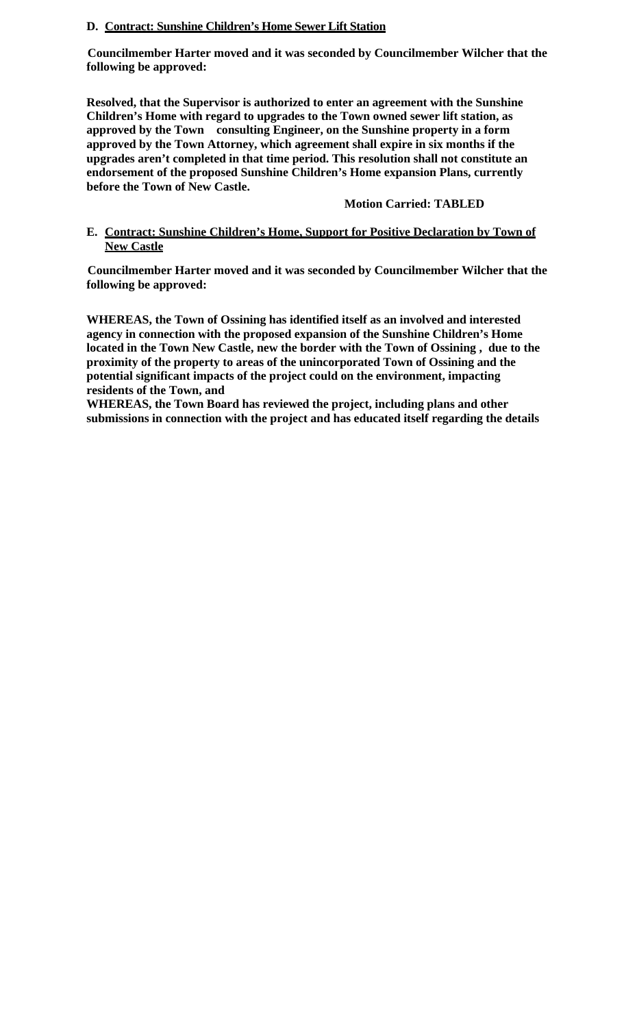**D. Contract: Sunshine Children's Home Sewer Lift Station**

**Councilmember Harter moved and it was seconded by Councilmember Wilcher that the following be approved:**

**Resolved, that the Supervisor is authorized to enter an agreement with the Sunshine Children's Home with regard to upgrades to the Town owned sewer lift station, as approved by the Town consulting Engineer, on the Sunshine property in a form approved by the Town Attorney, which agreement shall expire in six months if the upgrades aren't completed in that time period. This resolution shall not constitute an endorsement of the proposed Sunshine Children's Home expansion Plans, currently before the Town of New Castle.**

**Motion Carried: TABLED**

**E. Contract: Sunshine Children's Home, Support for Positive Declaration by Town of New Castle**

**Councilmember Harter moved and it was seconded by Councilmember Wilcher that the following be approved:**

**WHEREAS, the Town of Ossining has identified itself as an involved and interested agency in connection with the proposed expansion of the Sunshine Children's Home located in the Town New Castle, new the border with the Town of Ossining , due to the proximity of the property to areas of the unincorporated Town of Ossining and the potential significant impacts of the project could on the environment, impacting residents of the Town, and**

**WHEREAS, the Town Board has reviewed the project, including plans and other submissions in connection with the project and has educated itself regarding the details**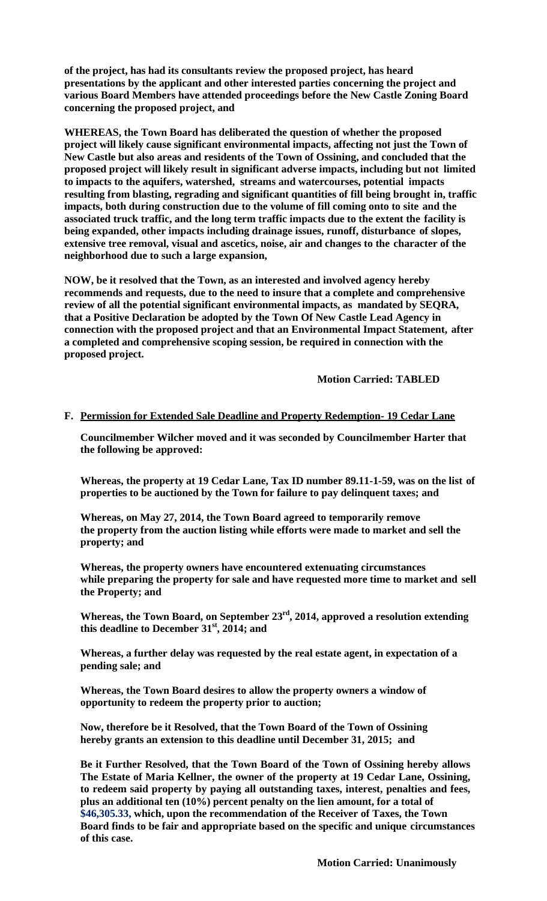**of the project, has had its consultants review the proposed project, has heard presentations by the applicant and other interested parties concerning the project and various Board Members have attended proceedings before the New Castle Zoning Board concerning the proposed project, and**

**WHEREAS, the Town Board has deliberated the question of whether the proposed project will likely cause significant environmental impacts, affecting not just the Town of New Castle but also areas and residents of the Town of Ossining, and concluded that the proposed project will likely result in significant adverse impacts, including but not limited to impacts to the aquifers, watershed, streams and watercourses, potential impacts resulting from blasting, regrading and significant quantities of fill being brought in, traffic impacts, both during construction due to the volume of fill coming onto to site and the associated truck traffic, and the long term traffic impacts due to the extent the facility is being expanded, other impacts including drainage issues, runoff, disturbance of slopes, extensive tree removal, visual and ascetics, noise, air and changes to the character of the neighborhood due to such a large expansion,**

**NOW, be it resolved that the Town, as an interested and involved agency hereby recommends and requests, due to the need to insure that a complete and comprehensive review of all the potential significant environmental impacts, as mandated by SEQRA, that a Positive Declaration be adopted by the Town Of New Castle Lead Agency in connection with the proposed project and that an Environmental Impact Statement, after a completed and comprehensive scoping session, be required in connection with the proposed project.**

**Motion Carried: TABLED**

**F. Permission for Extended Sale Deadline and Property Redemption- 19 Cedar Lane**

**Councilmember Wilcher moved and it was seconded by Councilmember Harter that the following be approved:**

**Whereas, the property at 19 Cedar Lane, Tax ID number 89.11-1-59, was on the list of properties to be auctioned by the Town for failure to pay delinquent taxes; and**

**Whereas, on May 27, 2014, the Town Board agreed to temporarily remove the property from the auction listing while efforts were made to market and sell the property; and**

**Whereas, the property owners have encountered extenuating circumstances while preparing the property for sale and have requested more time to market and sell the Property; and**

**Whereas, the Town Board, on September 23rd, 2014, approved a resolution extending this deadline to December 31st, 2014; and**

**Whereas, a further delay was requested by the real estate agent, in expectation of a pending sale; and**

**Whereas, the Town Board desires to allow the property owners a window of opportunity to redeem the property prior to auction;**

**Now, therefore be it Resolved, that the Town Board of the Town of Ossining hereby grants an extension to this deadline until December 31, 2015; and**

**Be it Further Resolved, that the Town Board of the Town of Ossining hereby allows The Estate of Maria Kellner, the owner of the property at 19 Cedar Lane, Ossining, to redeem said property by paying all outstanding taxes, interest, penalties and fees, plus an additional ten (10%) percent penalty on the lien amount, for a total of $46,305.33, which, upon the recommendation of the Receiver of Taxes, the Town Board finds to be fair and appropriate based on the specific and unique circumstances of this case.**

**Motion Carried: Unanimously**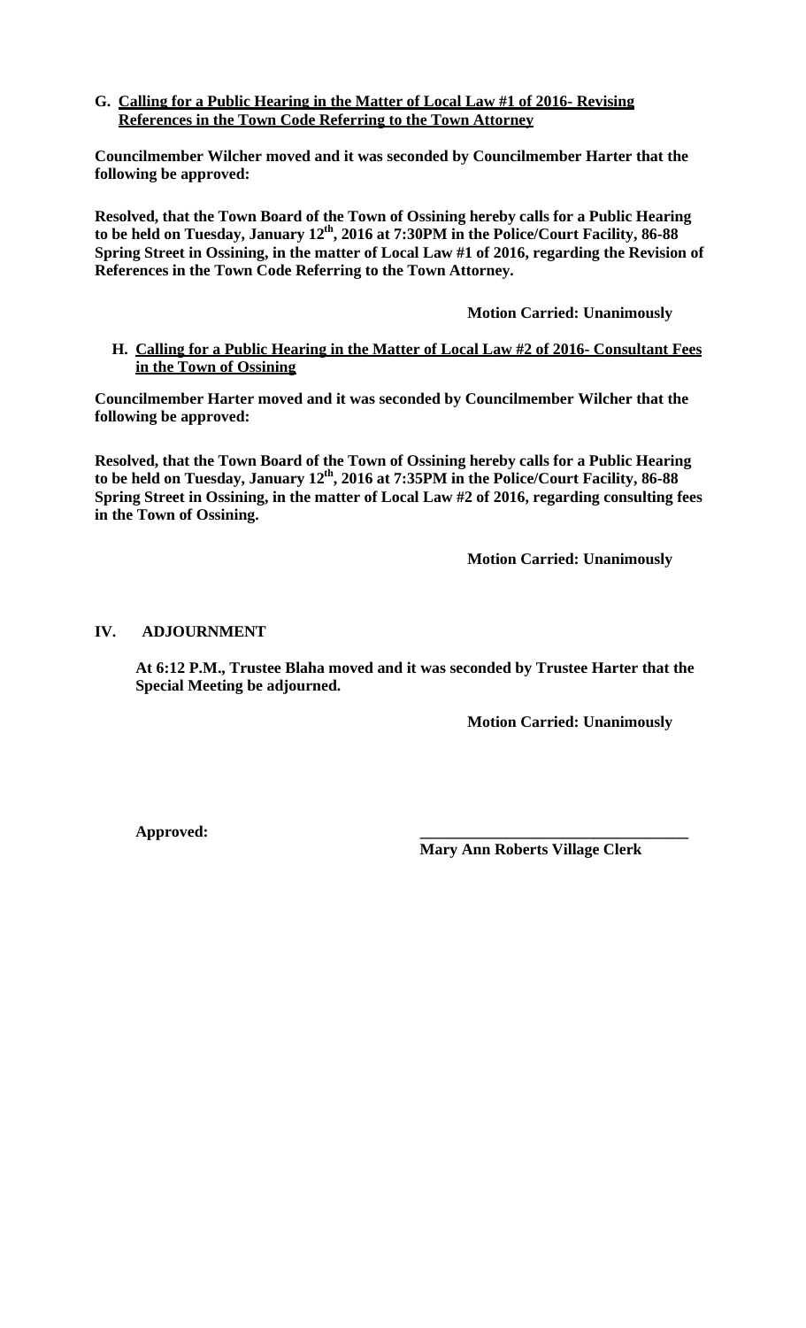**G. <u>Calling for a Public Hearing in the Matter of Local Law #1 of 2016- Revising References in the Town Code Referring to the Town Attorney</u>**

**Councilmember Wilcher moved and it was seconded by Councilmember Harter that the following be approved:**

**Resolved, that the Town Board of the Town of Ossining hereby calls for a Public Hearing to be held on Tuesday, January 12th, 2016 at 7:30PM in the Police/Court Facility, 86-88 Spring Street in Ossining, in the matter of Local Law #1 of 2016, regarding the Revision of References in the Town Code Referring to the Town Attorney.**

**Motion Carried: Unanimously**

**H. <u>Calling for a Public Hearing in the Matter of Local Law #2 of 2016- Consultant Fees in the Town of Ossining</u>**

**Councilmember Harter moved and it was seconded by Councilmember Wilcher that the following be approved:**

**Resolved, that the Town Board of the Town of Ossining hereby calls for a Public Hearing to be held on Tuesday, January 12th, 2016 at 7:35PM in the Police/Court Facility, 86-88 Spring Street in Ossining, in the matter of Local Law #2 of 2016, regarding consulting fees in the Town of Ossining.**

**Motion Carried: Unanimously**

## IV. ADJOURNMENT

**At 6:12 P.M., Trustee Blaha moved and it was seconded by Trustee Harter that the Special Meeting be adjourned.**

**Motion Carried: Unanimously**

**Approved:** ________________________________

**Mary Ann Roberts Village Clerk**